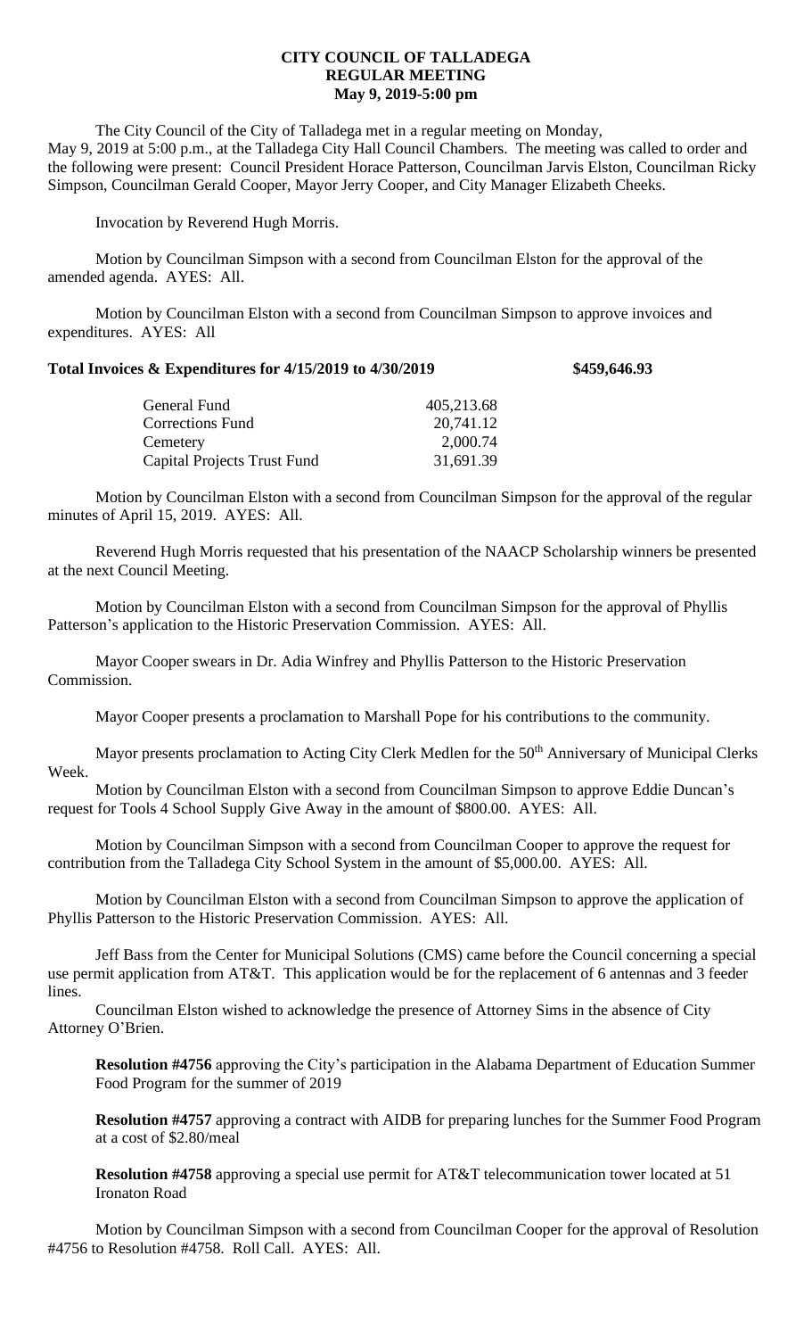# CITY COUNCIL OF TALLADEGA
## REGULAR MEETING
## May 9, 2019-5:00 pm

The City Council of the City of Talladega met in a regular meeting on Monday, May 9, 2019 at 5:00 p.m., at the Talladega City Hall Council Chambers. The meeting was called to order and the following were present: Council President Horace Patterson, Councilman Jarvis Elston, Councilman Ricky Simpson, Councilman Gerald Cooper, Mayor Jerry Cooper, and City Manager Elizabeth Cheeks.

Invocation by Reverend Hugh Morris.

Motion by Councilman Simpson with a second from Councilman Elston for the approval of the amended agenda. AYES: All.

Motion by Councilman Elston with a second from Councilman Simpson to approve invoices and expenditures. AYES: All

**Total Invoices & Expenditures for 4/15/2019 to 4/30/2019 \$459,646.93**

| | |
|---|---|
| General Fund | 405,213.68 |
| Corrections Fund | 20,741.12 |
| Cemetery | 2,000.74 |
| Capital Projects Trust Fund | 31,691.39 |

Motion by Councilman Elston with a second from Councilman Simpson for the approval of the regular minutes of April 15, 2019. AYES: All.

Reverend Hugh Morris requested that his presentation of the NAACP Scholarship winners be presented at the next Council Meeting.

Motion by Councilman Elston with a second from Councilman Simpson for the approval of Phyllis Patterson's application to the Historic Preservation Commission. AYES: All.

Mayor Cooper swears in Dr. Adia Winfrey and Phyllis Patterson to the Historic Preservation Commission.

Mayor Cooper presents a proclamation to Marshall Pope for his contributions to the community.

Mayor presents proclamation to Acting City Clerk Medlen for the 50th Anniversary of Municipal Clerks Week.

Motion by Councilman Elston with a second from Councilman Simpson to approve Eddie Duncan's request for Tools 4 School Supply Give Away in the amount of \$800.00. AYES: All.

Motion by Councilman Simpson with a second from Councilman Cooper to approve the request for contribution from the Talladega City School System in the amount of \$5,000.00. AYES: All.

Motion by Councilman Elston with a second from Councilman Simpson to approve the application of Phyllis Patterson to the Historic Preservation Commission. AYES: All.

Jeff Bass from the Center for Municipal Solutions (CMS) came before the Council concerning a special use permit application from AT&T. This application would be for the replacement of 6 antennas and 3 feeder lines.

Councilman Elston wished to acknowledge the presence of Attorney Sims in the absence of City Attorney O'Brien.

**Resolution #4756** approving the City's participation in the Alabama Department of Education Summer Food Program for the summer of 2019

**Resolution #4757** approving a contract with AIDB for preparing lunches for the Summer Food Program at a cost of \$2.80/meal

**Resolution #4758** approving a special use permit for AT&T telecommunication tower located at 51 Ironaton Road

Motion by Councilman Simpson with a second from Councilman Cooper for the approval of Resolution #4756 to Resolution #4758. Roll Call. AYES: All.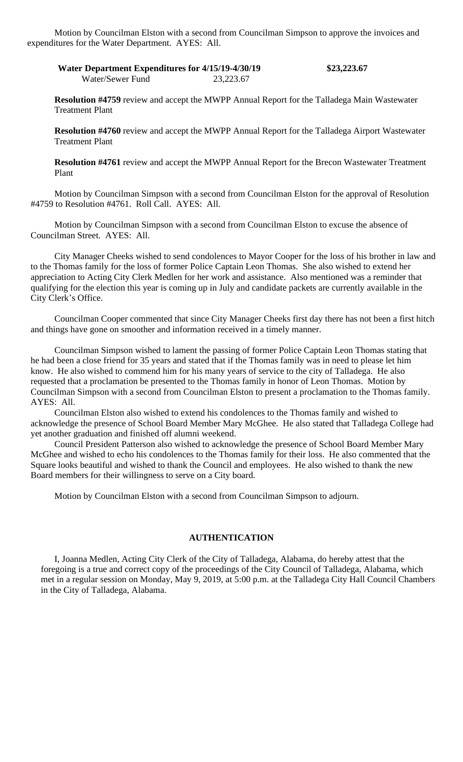Motion by Councilman Elston with a second from Councilman Simpson to approve the invoices and expenditures for the Water Department. AYES: All.

| | | |
|---|---|---|
| **Water Department Expenditures for 4/15/19-4/30/19** | | **$23,223.67** |
| Water/Sewer Fund | 23,223.67 | |

**Resolution #4759** review and accept the MWPP Annual Report for the Talladega Main Wastewater Treatment Plant

**Resolution #4760** review and accept the MWPP Annual Report for the Talladega Airport Wastewater Treatment Plant

**Resolution #4761** review and accept the MWPP Annual Report for the Brecon Wastewater Treatment Plant

Motion by Councilman Simpson with a second from Councilman Elston for the approval of Resolution #4759 to Resolution #4761. Roll Call. AYES: All.

Motion by Councilman Simpson with a second from Councilman Elston to excuse the absence of Councilman Street. AYES: All.

City Manager Cheeks wished to send condolences to Mayor Cooper for the loss of his brother in law and to the Thomas family for the loss of former Police Captain Leon Thomas. She also wished to extend her appreciation to Acting City Clerk Medlen for her work and assistance. Also mentioned was a reminder that qualifying for the election this year is coming up in July and candidate packets are currently available in the City Clerk's Office.

Councilman Cooper commented that since City Manager Cheeks first day there has not been a first hitch and things have gone on smoother and information received in a timely manner.

Councilman Simpson wished to lament the passing of former Police Captain Leon Thomas stating that he had been a close friend for 35 years and stated that if the Thomas family was in need to please let him know. He also wished to commend him for his many years of service to the city of Talladega. He also requested that a proclamation be presented to the Thomas family in honor of Leon Thomas. Motion by Councilman Simpson with a second from Councilman Elston to present a proclamation to the Thomas family. AYES: All.

Councilman Elston also wished to extend his condolences to the Thomas family and wished to acknowledge the presence of School Board Member Mary McGhee. He also stated that Talladega College had yet another graduation and finished off alumni weekend.

Council President Patterson also wished to acknowledge the presence of School Board Member Mary McGhee and wished to echo his condolences to the Thomas family for their loss. He also commented that the Square looks beautiful and wished to thank the Council and employees. He also wished to thank the new Board members for their willingness to serve on a City board.

Motion by Councilman Elston with a second from Councilman Simpson to adjourn.

## AUTHENTICATION

I, Joanna Medlen, Acting City Clerk of the City of Talladega, Alabama, do hereby attest that the foregoing is a true and correct copy of the proceedings of the City Council of Talladega, Alabama, which met in a regular session on Monday, May 9, 2019, at 5:00 p.m. at the Talladega City Hall Council Chambers in the City of Talladega, Alabama.